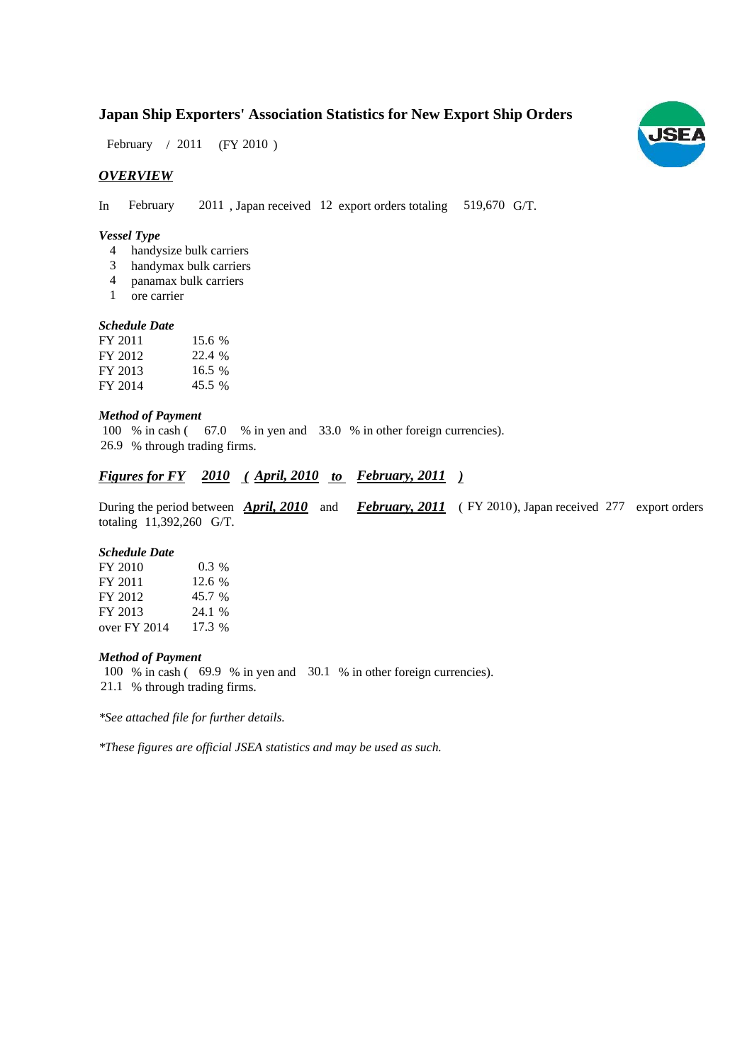# Japan Ship Exporters' Association Statistics for New Export Ship Orders

February / 2011 (FY 2010 )

## *OVERVIEW*

In February 2011 , Japan received 12 export orders totaling 519,670 G/T.

### *Vessel Type*

4 handysize bulk carriers
3 handymax bulk carriers
4 panamax bulk carriers
1 ore carrier

### *Schedule Date*

| | |
|---|---|
| FY 2011 | 15.6 % |
| FY 2012 | 22.4 % |
| FY 2013 | 16.5 % |
| FY 2014 | 45.5 % |

### *Method of Payment*

100 % in cash ( 67.0 % in yen and 33.0 % in other foreign currencies).
26.9 % through trading firms.

## *Figures for FY 2010 ( April, 2010 to February, 2011 )*

During the period between ***April, 2010*** and ***February, 2011*** ( FY 2010), Japan received 277 export orders totaling 11,392,260 G/T.

### *Schedule Date*

| | |
|---|---|
| FY 2010 | 0.3 % |
| FY 2011 | 12.6 % |
| FY 2012 | 45.7 % |
| FY 2013 | 24.1 % |
| over FY 2014 | 17.3 % |

### *Method of Payment*

100 % in cash ( 69.9 % in yen and 30.1 % in other foreign currencies).
21.1 % through trading firms.

*\*See attached file for further details.*

*\*These figures are official JSEA statistics and may be used as such.*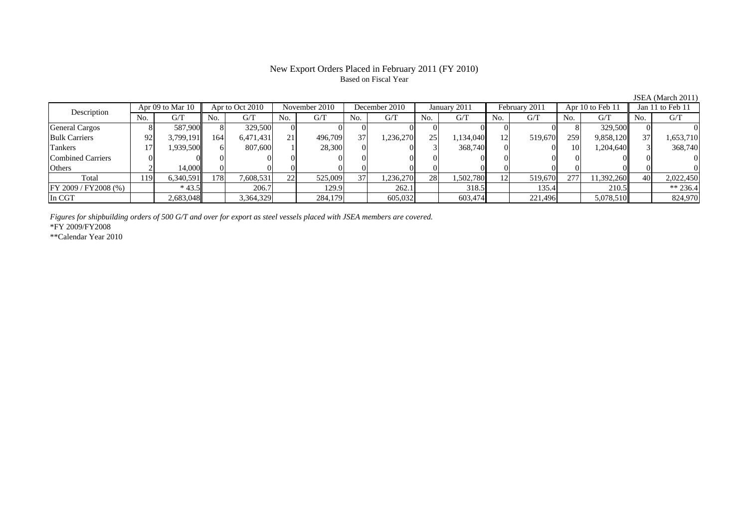# New Export Orders Placed in February 2011 (FY 2010)

Based on Fiscal Year

JSEA (March 2011)

| Description | Apr 09 to Mar 10 | | Apr to Oct 2010 | | November 2010 | | December 2010 | | January 2011 | | February 2011 | | Apr 10 to Feb 11 | | Jan 11 to Feb 11 | |
|---|---|---|---|---|---|---|---|---|---|---|---|---|---|---|---|---|
| | No. | G/T | No. | G/T | No. | G/T | No. | G/T | No. | G/T | No. | G/T | No. | G/T | No. | G/T |
| General Cargos | 8 | 587,900 | 8 | 329,500 | 0 | 0 | 0 | 0 | 0 | 0 | 0 | 0 | 8 | 329,500 | 0 | 0 |
| Bulk Carriers | 92 | 3,799,191 | 164 | 6,471,431 | 21 | 496,709 | 37 | 1,236,270 | 25 | 1,134,040 | 12 | 519,670 | 259 | 9,858,120 | 37 | 1,653,710 |
| Tankers | 17 | 1,939,500 | 6 | 807,600 | 1 | 28,300 | 0 | 0 | 3 | 368,740 | 0 | 0 | 10 | 1,204,640 | 3 | 368,740 |
| Combined Carriers | 0 | 0 | 0 | 0 | 0 | 0 | 0 | 0 | 0 | 0 | 0 | 0 | 0 | 0 | 0 | 0 |
| Others | 2 | 14,000 | 0 | 0 | 0 | 0 | 0 | 0 | 0 | 0 | 0 | 0 | 0 | 0 | 0 | 0 |
| Total | 119 | 6,340,591 | 178 | 7,608,531 | 22 | 525,009 | 37 | 1,236,270 | 28 | 1,502,780 | 12 | 519,670 | 277 | 11,392,260 | 40 | 2,022,450 |
| FY 2009 / FY2008 (%) | | * 43.5 | | 206.7 | | 129.9 | | 262.1 | | 318.5 | | 135.4 | | 210.5 | | ** 236.4 |
| In CGT | | 2,683,048 | | 3,364,329 | | 284,179 | | 605,032 | | 603,474 | | 221,496 | | 5,078,510 | | 824,970 |

*Figures for shipbuilding orders of 500 G/T and over for export as steel vessels placed with JSEA members are covered.*

*FY 2009/FY2008

**Calendar Year 2010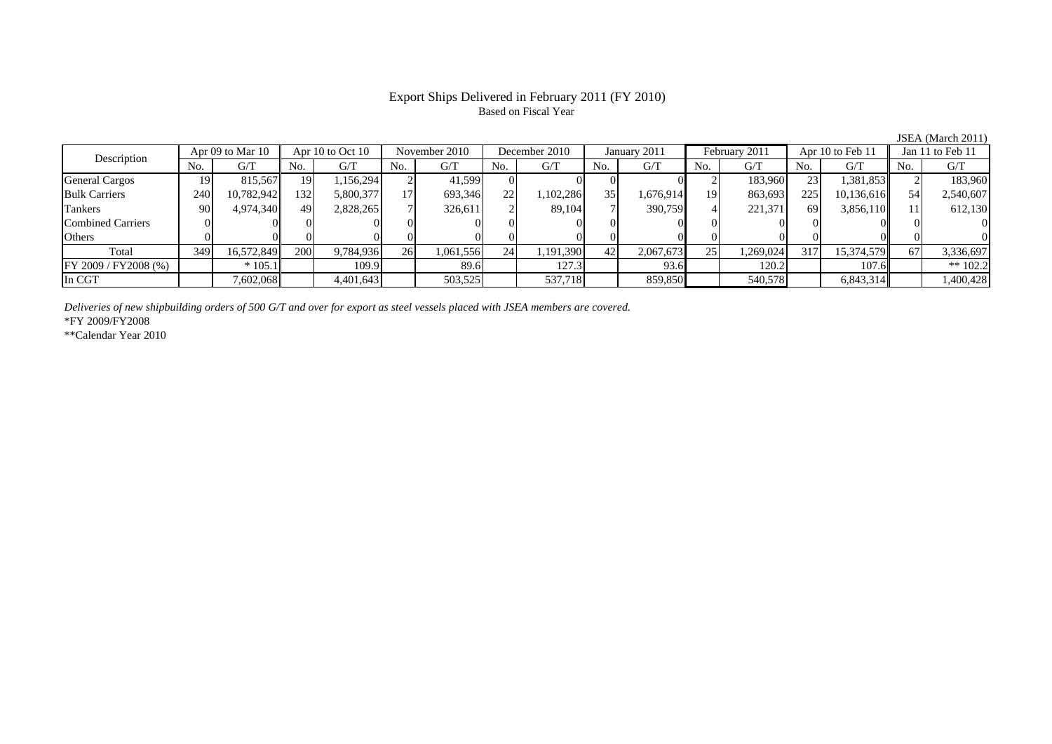# Export Ships Delivered in February 2011 (FY 2010)

Based on Fiscal Year

JSEA (March 2011)

| Description | Apr 09 to Mar 10 | | Apr 10 to Oct 10 | | November 2010 | | December 2010 | | January 2011 | | February 2011 | | Apr 10 to Feb 11 | | Jan 11 to Feb 11 | |
|---|---|---|---|---|---|---|---|---|---|---|---|---|---|---|---|---|
| | No. | G/T | No. | G/T | No. | G/T | No. | G/T | No. | G/T | No. | G/T | No. | G/T | No. | G/T |
| General Cargos | 19 | 815,567 | 19 | 1,156,294 | 2 | 41,599 | 0 | 0 | 0 | 0 | 2 | 183,960 | 23 | 1,381,853 | 2 | 183,960 |
| Bulk Carriers | 240 | 10,782,942 | 132 | 5,800,377 | 17 | 693,346 | 22 | 1,102,286 | 35 | 1,676,914 | 19 | 863,693 | 225 | 10,136,616 | 54 | 2,540,607 |
| Tankers | 90 | 4,974,340 | 49 | 2,828,265 | 7 | 326,611 | 2 | 89,104 | 7 | 390,759 | 4 | 221,371 | 69 | 3,856,110 | 11 | 612,130 |
| Combined Carriers | 0 | 0 | 0 | 0 | 0 | 0 | 0 | 0 | 0 | 0 | 0 | 0 | 0 | 0 | 0 | 0 |
| Others | 0 | 0 | 0 | 0 | 0 | 0 | 0 | 0 | 0 | 0 | 0 | 0 | 0 | 0 | 0 | 0 |
| Total | 349 | 16,572,849 | 200 | 9,784,936 | 26 | 1,061,556 | 24 | 1,191,390 | 42 | 2,067,673 | 25 | 1,269,024 | 317 | 15,374,579 | 67 | 3,336,697 |
| FY 2009 / FY2008 (%) | | * 105.1 | | 109.9 | | 89.6 | | 127.3 | | 93.6 | | 120.2 | | 107.6 | | ** 102.2 |
| In CGT | | 7,602,068 | | 4,401,643 | | 503,525 | | 537,718 | | 859,850 | | 540,578 | | 6,843,314 | | 1,400,428 |

*Deliveries of new shipbuilding orders of 500 G/T and over for export as steel vessels placed with JSEA members are covered.*

*FY 2009/FY2008

**Calendar Year 2010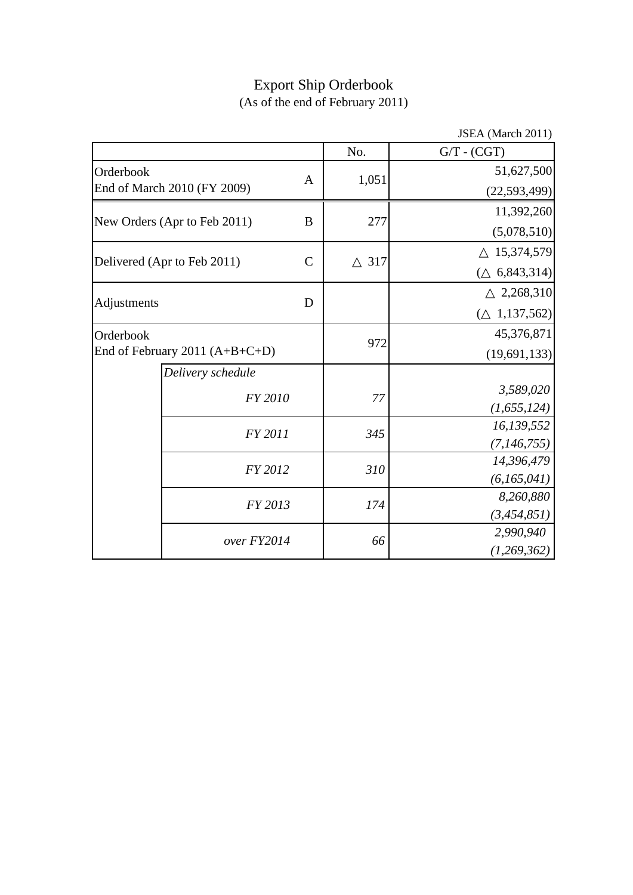# Export Ship Orderbook

(As of the end of February 2011)

JSEA (March 2011)

| | | | No. | G/T - (CGT) |
|---|---|---|---|---|
| Orderbook<br>End of March 2010 (FY 2009) | | A | 1,051 | 51,627,500<br>(22,593,499) |
| New Orders (Apr to Feb 2011) | | B | 277 | 11,392,260<br>(5,078,510) |
| Delivered (Apr to Feb 2011) | | C | △ 317 | △ 15,374,579<br>(△ 6,843,314) |
| Adjustments | | D | | △ 2,268,310<br>(△ 1,137,562) |
| Orderbook<br>End of February 2011 (A+B+C+D) | | | 972 | 45,376,871<br>(19,691,133) |
| | *Delivery schedule* | | | |
| | *FY 2010* | | *77* | *3,589,020*<br>*(1,655,124)* |
| | *FY 2011* | | *345* | *16,139,552*<br>*(7,146,755)* |
| | *FY 2012* | | *310* | *14,396,479*<br>*(6,165,041)* |
| | *FY 2013* | | *174* | *8,260,880*<br>*(3,454,851)* |
| | *over FY2014* | | *66* | *2,990,940*<br>*(1,269,362)* |